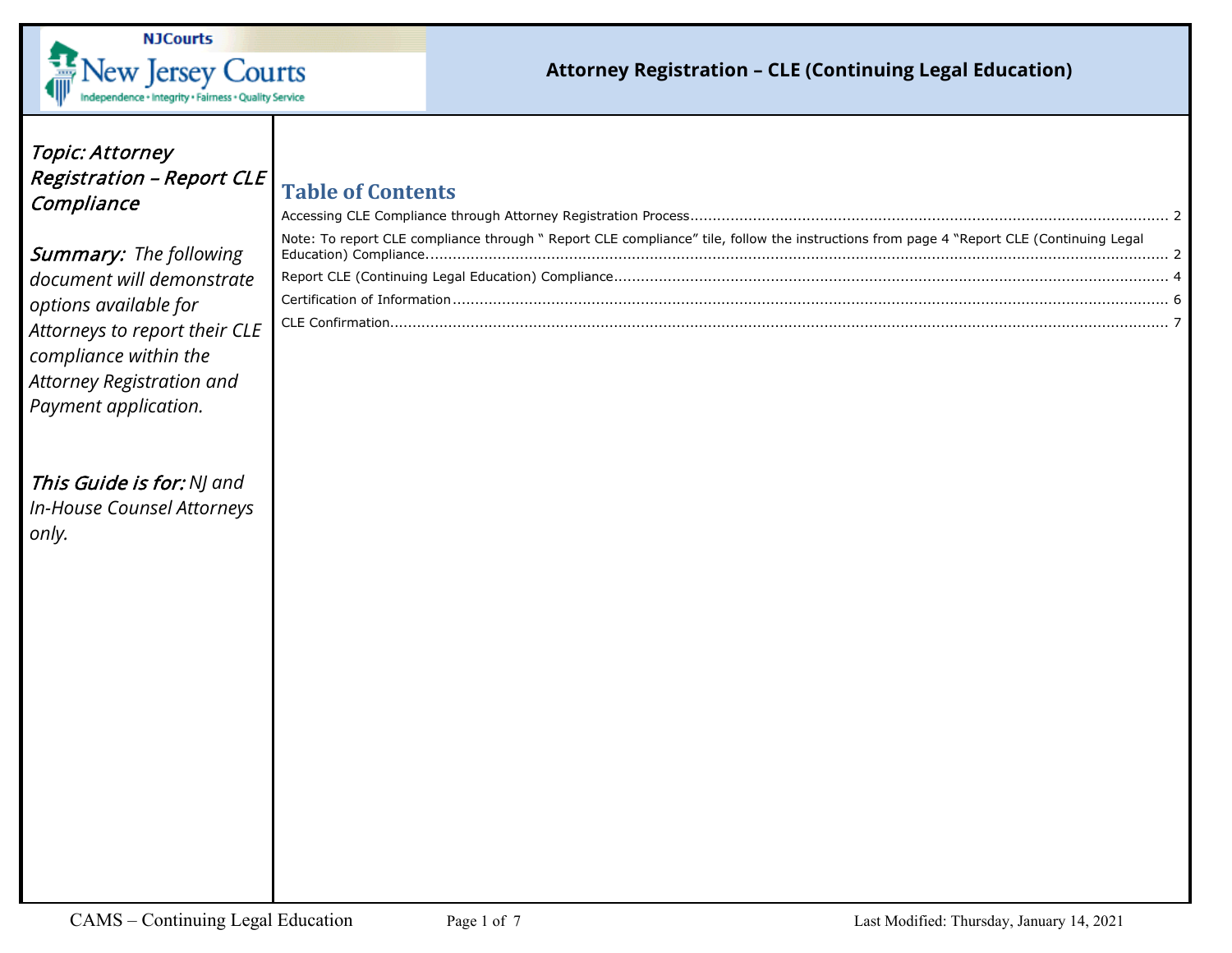# Attorney Registration – CLE (Continuing Legal Education)

*Topic: Attorney Registration – Report CLE Compliance*

*Summary: The following document will demonstrate options available for Attorneys to report their CLE compliance within the Attorney Registration and Payment application.*

*This Guide is for: NJ and In-House Counsel Attorneys only.*

## Table of Contents

Accessing CLE Compliance through Attorney Registration Process ........ 2

Note: To report CLE compliance through " Report CLE compliance" tile, follow the instructions from page 4 "Report CLE (Continuing Legal Education) Compliance. ........ 2

Report CLE (Continuing Legal Education) Compliance ........ 4

Certification of Information ........ 6

CLE Confirmation ........ 7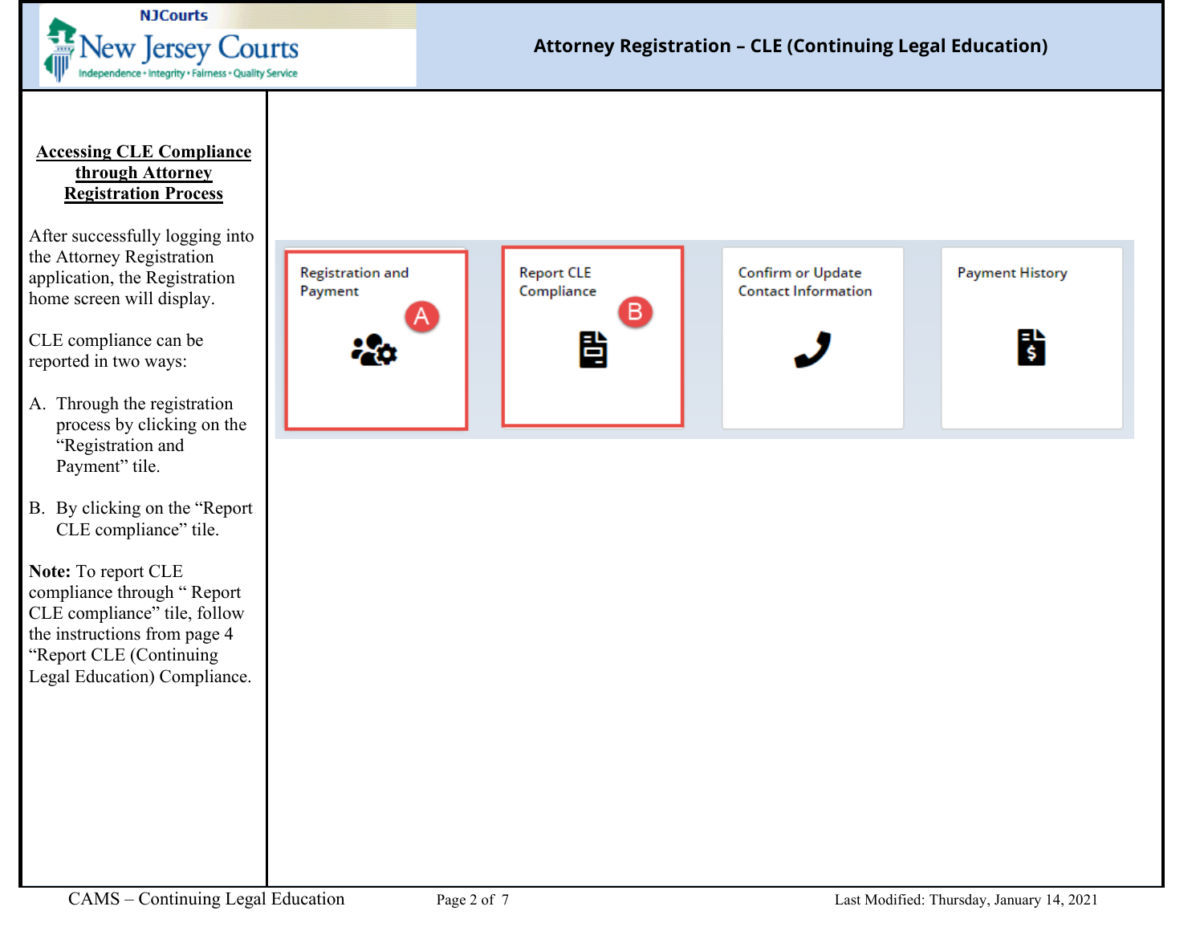## Accessing CLE Compliance through Attorney Registration Process

After successfully logging into the Attorney Registration application, the Registration home screen will display.

CLE compliance can be reported in two ways:

A. Through the registration process by clicking on the "Registration and Payment" tile.

B. By clicking on the "Report CLE compliance" tile.

**Note:** To report CLE compliance through " Report CLE compliance" tile, follow the instructions from page 4 "Report CLE (Continuing Legal Education) Compliance.

Registration and Payment

A

Report CLE Compliance

B

Confirm or Update Contact Information

Payment History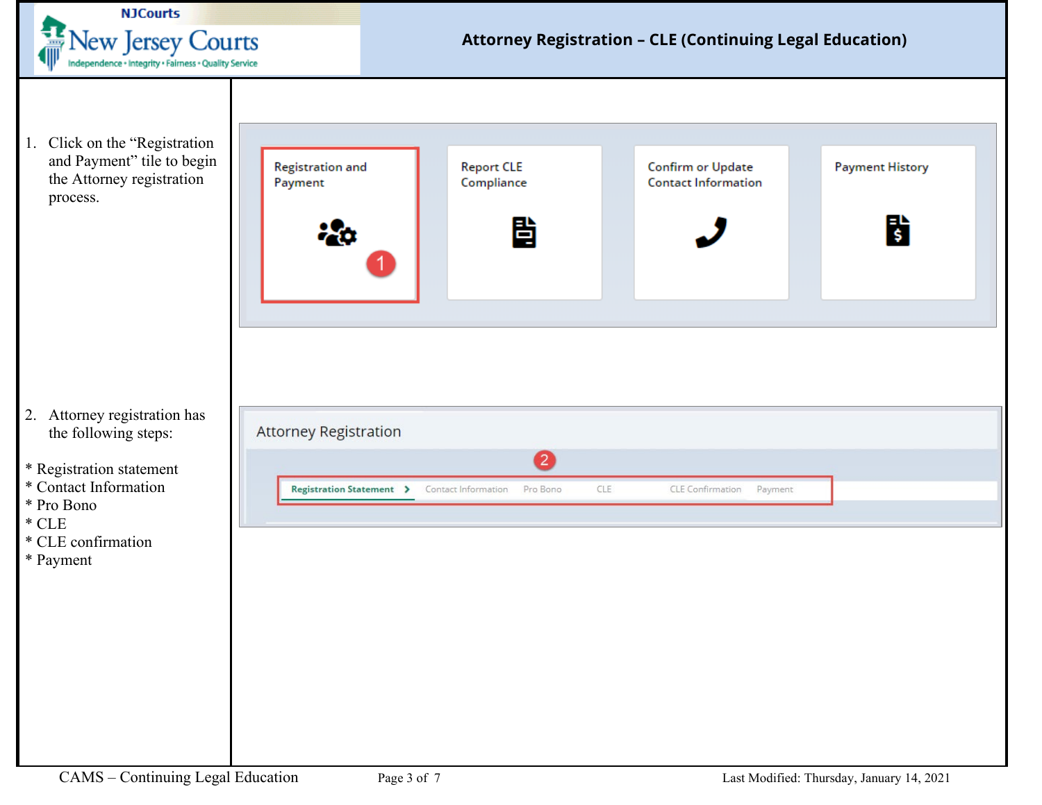# Attorney Registration – CLE (Continuing Legal Education)

1. Click on the "Registration and Payment" tile to begin the Attorney registration process.

Registration and Payment

Report CLE Compliance

Confirm or Update Contact Information

Payment History

2. Attorney registration has the following steps:

* Registration statement
* Contact Information
* Pro Bono
* CLE
* CLE confirmation
* Payment

Attorney Registration

Registration Statement > Contact Information Pro Bono CLE CLE Confirmation Payment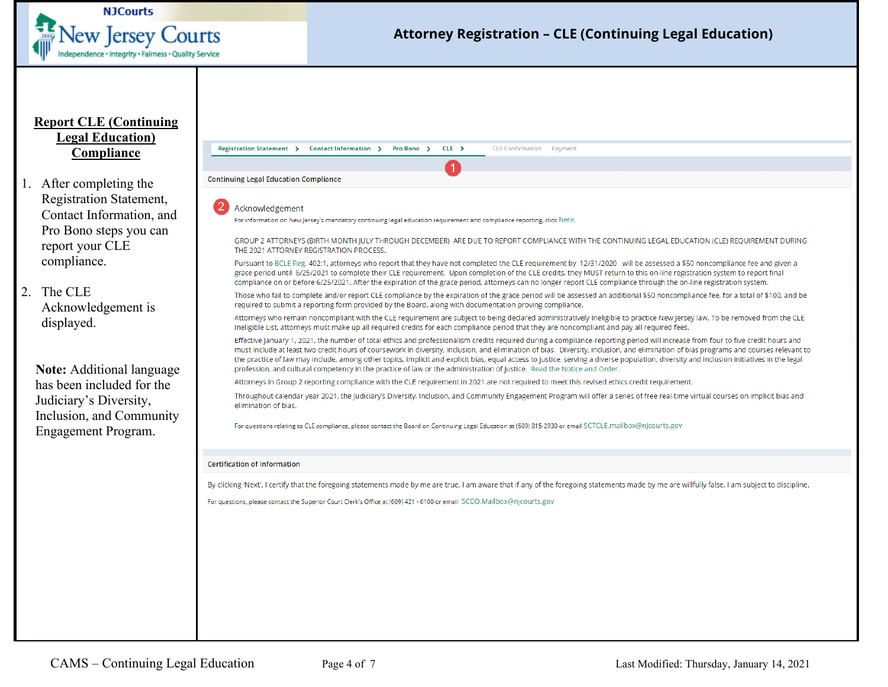# Attorney Registration – CLE (Continuing Legal Education)

## Report CLE (Continuing Legal Education) Compliance

1. After completing the Registration Statement, Contact Information, and Pro Bono steps you can report your CLE compliance.

2. The CLE Acknowledgement is displayed.

**Note:** Additional language has been included for the Judiciary's Diversity, Inclusion, and Community Engagement Program.

---

Registration Statement > Contact Information > Pro Bono > CLE > CLE Confirmation Payment

1

**Continuing Legal Education Compliance**

2 Acknowledgement

For information on New Jersey's mandatory continuing legal education requirement and compliance reporting, click here.

GROUP 2 ATTORNEYS (BIRTH MONTH JULY THROUGH DECEMBER) ARE DUE TO REPORT COMPLIANCE WITH THE CONTINUING LEGAL EDUCATION (CLE) REQUIREMENT DURING THE 2021 ATTORNEY REGISTRATION PROCESS.

Pursuant to BCLE Reg. 402:1, attorneys who report that they have not completed the CLE requirement by 12/31/2020 will be assessed a $50 noncompliance fee and given a grace period until 6/25/2021 to complete their CLE requirement. Upon completion of the CLE credits, they MUST return to this on-line registration system to report final compliance on or before 6/25/2021. After the expiration of the grace period, attorneys can no longer report CLE compliance through the on-line registration system.

Those who fail to complete and/or report CLE compliance by the expiration of the grace period will be assessed an additional $50 noncompliance fee, for a total of $100, and be required to submit a reporting form provided by the Board, along with documentation proving compliance.

Attorneys who remain noncompliant with the CLE requirement are subject to being declared administratively ineligible to practice New Jersey law. To be removed from the CLE Ineligible List, attorneys must make up all required credits for each compliance period that they are noncompliant and pay all required fees.

Effective January 1, 2021, the number of total ethics and professionalism credits required during a compliance-reporting period will increase from four to five credit hours and must include at least two credit hours of coursework in diversity, inclusion, and elimination of bias. Diversity, inclusion, and elimination of bias programs and courses relevant to the practice of law may include, among other topics, implicit and explicit bias, equal access to justice, serving a diverse population, diversity and inclusion initiatives in the legal profession, and cultural competency in the practice of law or the administration of justice. Read the Notice and Order.

Attorneys in Group 2 reporting compliance with the CLE requirement in 2021 are not required to meet this revised ethics credit requirement.

Throughout calendar year 2021, the Judiciary's Diversity, Inclusion, and Community Engagement Program will offer a series of free real-time virtual courses on implicit bias and elimination of bias.

For questions relating to CLE compliance, please contact the Board on Continuing Legal Education at (609) 815-2930 or email SCTCLE.mailbox@njcourts.gov

**Certification of Information**

By clicking 'Next', I certify that the foregoing statements made by me are true. I am aware that if any of the foregoing statements made by me are willfully false, I am subject to discipline.

For questions, please contact the Superior Court Clerk's Office at (609) 421 - 6100 or email SCCO.Mailbox@njcourts.gov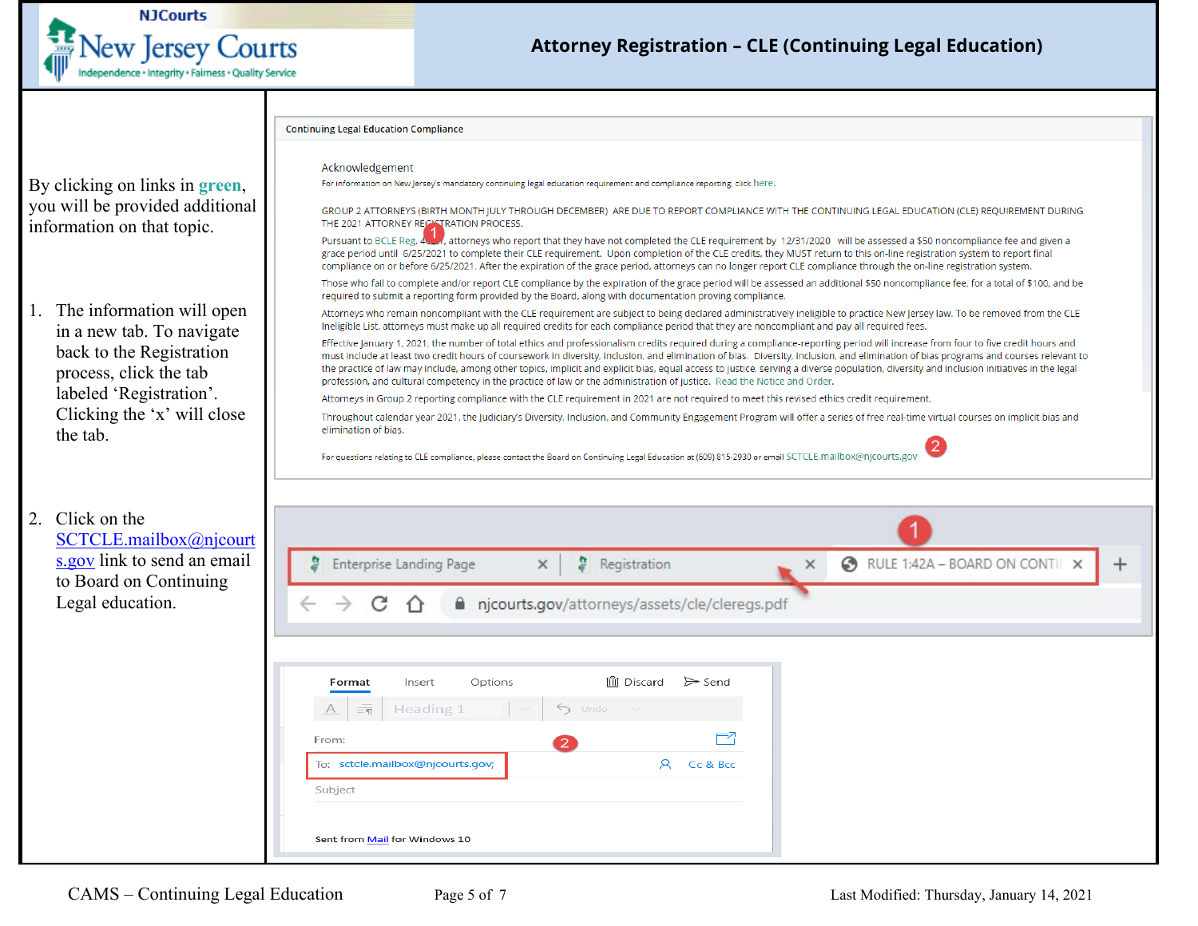# Attorney Registration – CLE (Continuing Legal Education)

By clicking on links in **green**, you will be provided additional information on that topic.

1. The information will open in a new tab. To navigate back to the Registration process, click the tab labeled 'Registration'. Clicking the 'x' will close the tab.

2. Click on the SCTCLE.mailbox@njcourts.gov link to send an email to Board on Continuing Legal education.

Continuing Legal Education Compliance

Acknowledgement

For information on New Jersey's mandatory continuing legal education requirement and compliance reporting, click here.

GROUP 2 ATTORNEYS (BIRTH MONTH JULY THROUGH DECEMBER) ARE DUE TO REPORT COMPLIANCE WITH THE CONTINUING LEGAL EDUCATION (CLE) REQUIREMENT DURING THE 2021 ATTORNEY REGISTRATION PROCESS.

Pursuant to BCLE Reg. 401, attorneys who report that they have not completed the CLE requirement by 12/31/2020 will be assessed a $50 noncompliance fee and given a grace period until 6/25/2021 to complete their CLE requirement. Upon completion of the CLE credits, they MUST return to this on-line registration system to report final compliance on or before 6/25/2021. After the expiration of the grace period, attorneys can no longer report CLE compliance through the on-line registration system.

Those who fail to complete and/or report CLE compliance by the expiration of the grace period will be assessed an additional $50 noncompliance fee, for a total of $100, and be required to submit a reporting form provided by the Board, along with documentation proving compliance.

Attorneys who remain noncompliant with the CLE requirement are subject to being declared administratively ineligible to practice New Jersey law. To be removed from the CLE Ineligible List, attorneys must make up all required credits for each compliance period that they are noncompliant and pay all required fees.

Effective January 1, 2021, the number of total ethics and professionalism credits required during a compliance-reporting period will increase from four to five credit hours and must include at least two credit hours of coursework in diversity, inclusion, and elimination of bias. Diversity, inclusion, and elimination of bias programs and courses relevant to the practice of law may include, among other topics, implicit and explicit bias, equal access to justice, serving a diverse population, diversity and inclusion initiatives in the legal profession, and cultural competency in the practice of law or the administration of justice. Read the Notice and Order.

Attorneys in Group 2 reporting compliance with the CLE requirement in 2021 are not required to meet this revised ethics credit requirement.

Throughout calendar year 2021, the Judiciary's Diversity, Inclusion, and Community Engagement Program will offer a series of free real-time virtual courses on implicit bias and elimination of bias.

For questions relating to CLE compliance, please contact the Board on Continuing Legal Education at (609) 815-2930 or email SCTCLE.mailbox@njcourts.gov

Enterprise Landing Page | Registration | RULE 1:42A – BOARD ON CONTI

njcourts.gov/attorneys/assets/cle/cleregs.pdf

Format | Insert | Options | Discard | Send

From:

To: sctcle.mailbox@njcourts.gov;

Cc & Bcc

Subject

Sent from Mail for Windows 10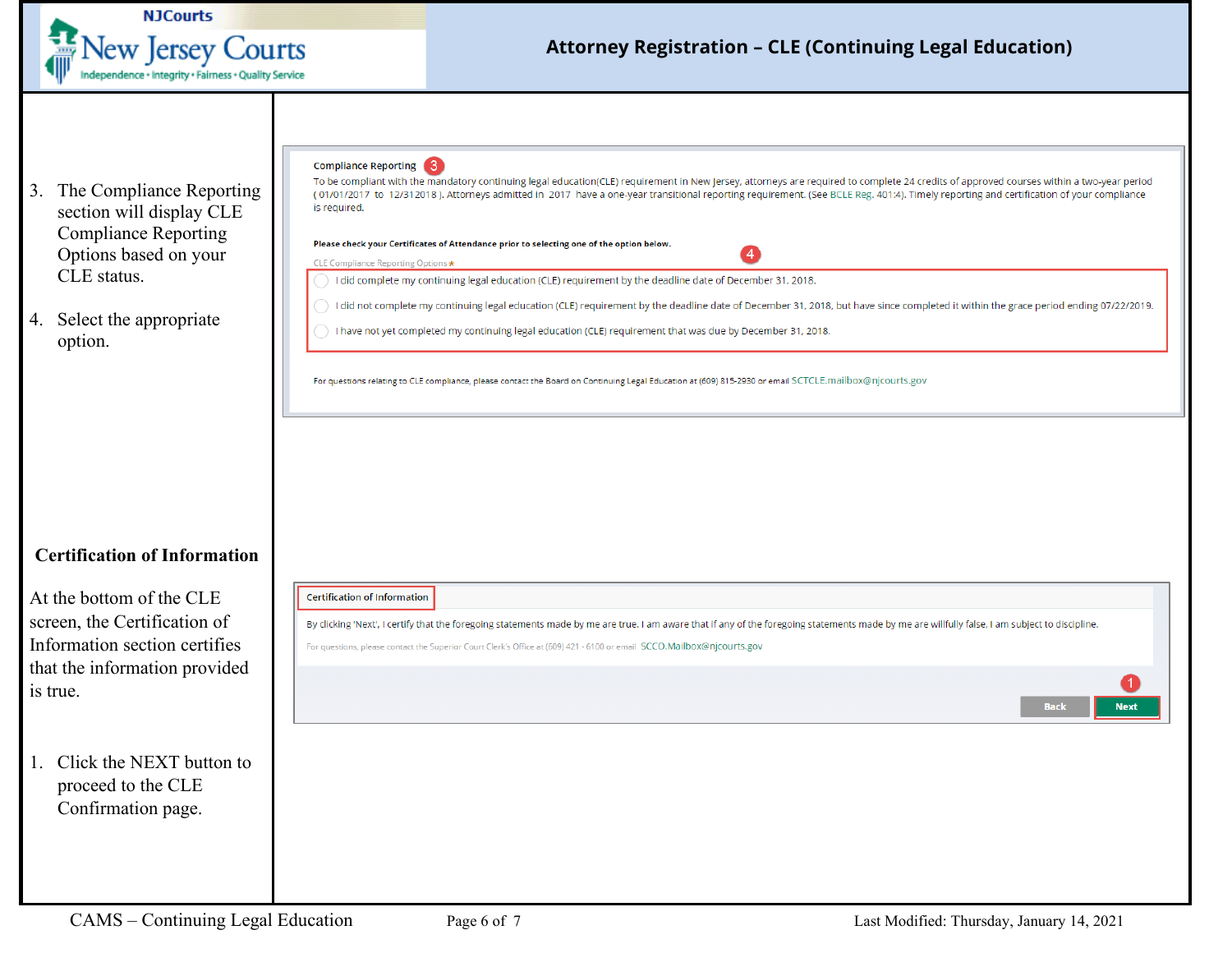3. The Compliance Reporting section will display CLE Compliance Reporting Options based on your CLE status.

4. Select the appropriate option.

Compliance Reporting 3

To be compliant with the mandatory continuing legal education(CLE) requirement in New Jersey, attorneys are required to complete 24 credits of approved courses within a two-year period ( 01/01/2017 to 12/312018 ). Attorneys admitted in 2017 have a one-year transitional reporting requirement. (See BCLE Reg. 401:4). Timely reporting and certification of your compliance is required.

**Please check your Certificates of Attendance prior to selecting one of the option below.**

4

CLE Compliance Reporting Options*

- I did complete my continuing legal education (CLE) requirement by the deadline date of December 31, 2018.
- I did not complete my continuing legal education (CLE) requirement by the deadline date of December 31, 2018, but have since completed it within the grace period ending 07/22/2019.
- I have not yet completed my continuing legal education (CLE) requirement that was due by December 31, 2018.

For questions relating to CLE compliance, please contact the Board on Continuing Legal Education at (609) 815-2930 or email SCTCLE.mailbox@njcourts.gov

**Certification of Information**

At the bottom of the CLE screen, the Certification of Information section certifies that the information provided is true.

1. Click the NEXT button to proceed to the CLE Confirmation page.

Certification of Information

By clicking 'Next', I certify that the foregoing statements made by me are true. I am aware that if any of the foregoing statements made by me are willfully false, I am subject to discipline.

For questions, please contact the Superior Court Clerk's Office at (609) 421 - 6100 or email SCCO.Mailbox@njcourts.gov

1

Back | Next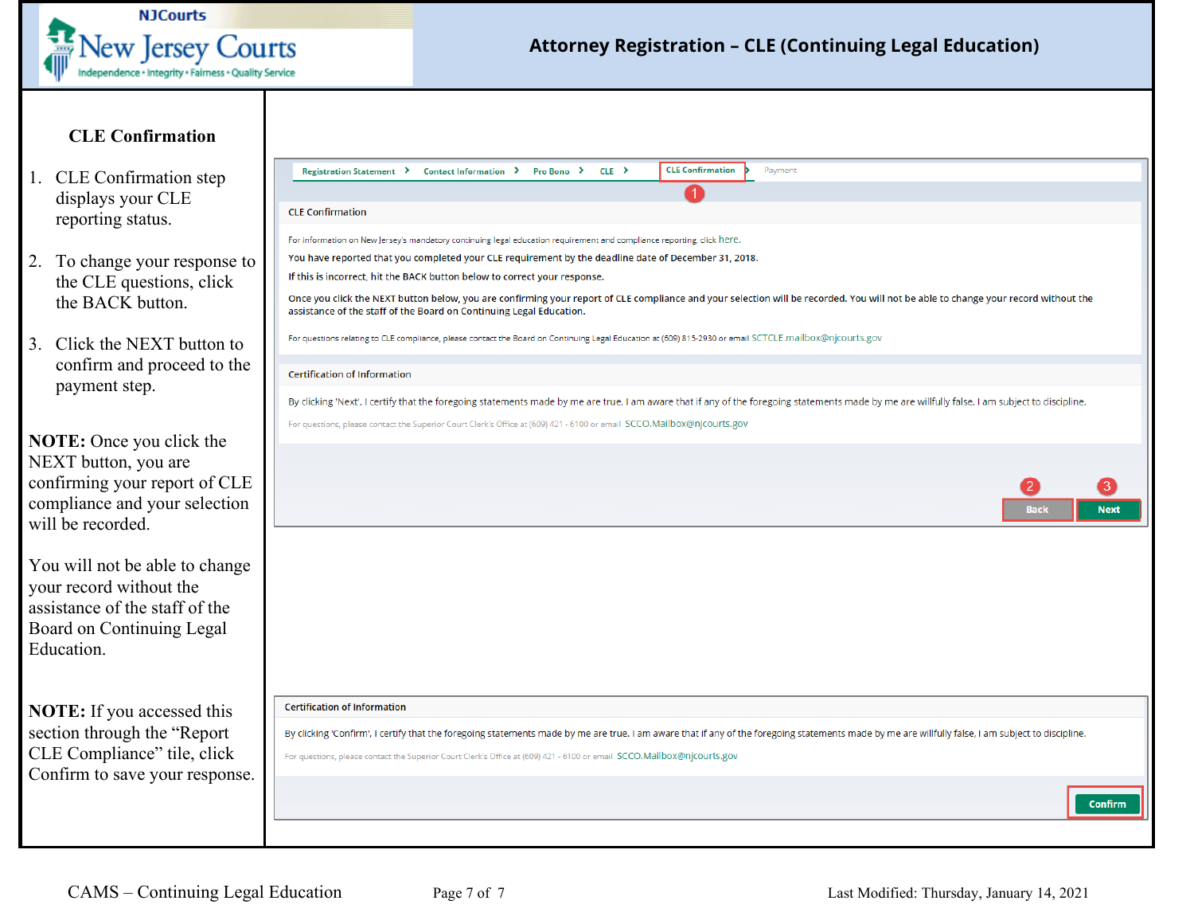**Attorney Registration – CLE (Continuing Legal Education)**

### CLE Confirmation

1. CLE Confirmation step displays your CLE reporting status.
2. To change your response to the CLE questions, click the BACK button.
3. Click the NEXT button to confirm and proceed to the payment step.

**NOTE:** Once you click the NEXT button, you are confirming your report of CLE compliance and your selection will be recorded.

You will not be able to change your record without the assistance of the staff of the Board on Continuing Legal Education.

**NOTE:** If you accessed this section through the "Report CLE Compliance" tile, click Confirm to save your response.

Registration Statement > Contact Information > Pro Bono > CLE > CLE Confirmation > Payment

1

CLE Confirmation

For information on New Jersey's mandatory continuing legal education requirement and compliance reporting, click here.

You have reported that you completed your CLE requirement by the deadline date of December 31, 2018.

If this is incorrect, hit the BACK button below to correct your response.

Once you click the NEXT button below, you are confirming your report of CLE compliance and your selection will be recorded. You will not be able to change your record without the assistance of the staff of the Board on Continuing Legal Education.

For questions relating to CLE compliance, please contact the Board on Continuing Legal Education at (609) 815-2930 or email SCTCLE.mailbox@njcourts.gov

Certification of Information

By clicking 'Next', I certify that the foregoing statements made by me are true. I am aware that if any of the foregoing statements made by me are willfully false, I am subject to discipline.

For questions, please contact the Superior Court Clerk's Office at (609) 421 - 6100 or email SCCO.Mailbox@njcourts.gov

2 Back   3 Next

Certification of Information

By clicking 'Confirm', I certify that the foregoing statements made by me are true. I am aware that if any of the foregoing statements made by me are willfully false, I am subject to discipline.

For questions, please contact the Superior Court Clerk's Office at (609) 421 - 6100 or email SCCO.Mailbox@njcourts.gov

Confirm